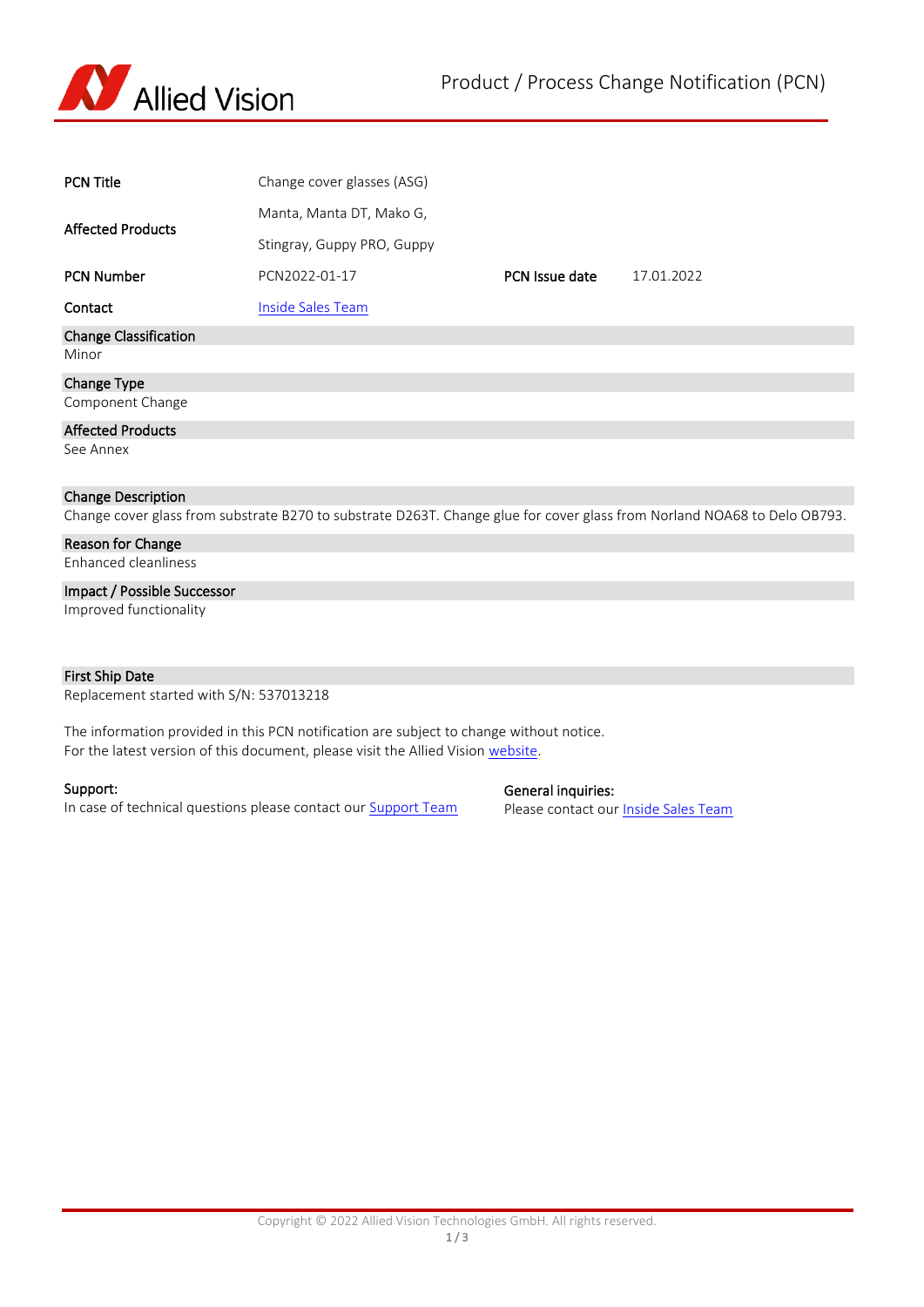# Product / Process Change Notification (PCN)

| | | | |
|---|---|---|---|
| **PCN Title** | Change cover glasses (ASG) | | |
| **Affected Products** | Manta, Manta DT, Mako G, Stingray, Guppy PRO, Guppy | | |
| **PCN Number** | PCN2022-01-17 | **PCN Issue date** | 17.01.2022 |
| **Contact** | Inside Sales Team | | |

**Change Classification**
Minor

**Change Type**
Component Change

**Affected Products**
See Annex

**Change Description**
Change cover glass from substrate B270 to substrate D263T. Change glue for cover glass from Norland NOA68 to Delo OB793.

**Reason for Change**
Enhanced cleanliness

**Impact / Possible Successor**
Improved functionality

**First Ship Date**
Replacement started with S/N: 537013218

The information provided in this PCN notification are subject to change without notice.
For the latest version of this document, please visit the Allied Vision website.

**Support:**
In case of technical questions please contact our Support Team

**General inquiries:**
Please contact our Inside Sales Team

Copyright © 2022 Allied Vision Technologies GmbH. All rights reserved.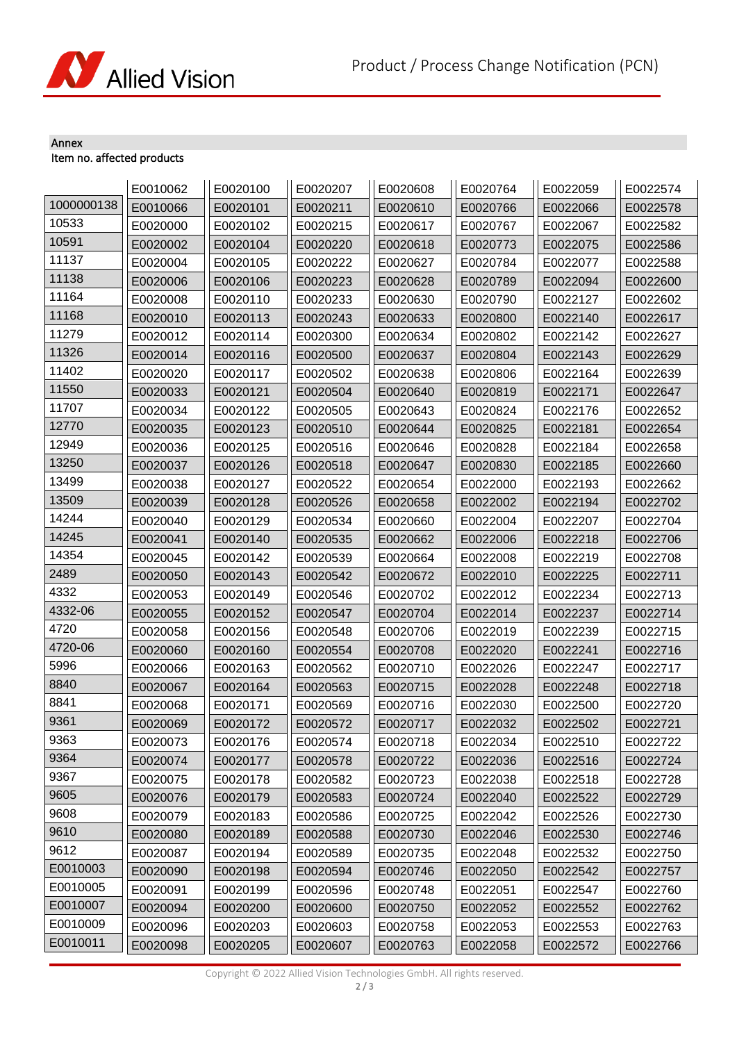Annex

Item no. affected products

| | | | | | | |
|---|---|---|---|---|---|---|
| | E0010062 | E0020100 | E0020207 | E0020608 | E0020764 | E0022059 | E0022574 |
| 1000000138 | E0010066 | E0020101 | E0020211 | E0020610 | E0020766 | E0022066 | E0022578 |
| 10533 | E0020000 | E0020102 | E0020215 | E0020617 | E0020767 | E0022067 | E0022582 |
| 10591 | E0020002 | E0020104 | E0020220 | E0020618 | E0020773 | E0022075 | E0022586 |
| 11137 | E0020004 | E0020105 | E0020222 | E0020627 | E0020784 | E0022077 | E0022588 |
| 11138 | E0020006 | E0020106 | E0020223 | E0020628 | E0020789 | E0022094 | E0022600 |
| 11164 | E0020008 | E0020110 | E0020233 | E0020630 | E0020790 | E0022127 | E0022602 |
| 11168 | E0020010 | E0020113 | E0020243 | E0020633 | E0020800 | E0022140 | E0022617 |
| 11279 | E0020012 | E0020114 | E0020300 | E0020634 | E0020802 | E0022142 | E0022627 |
| 11326 | E0020014 | E0020116 | E0020500 | E0020637 | E0020804 | E0022143 | E0022629 |
| 11402 | E0020020 | E0020117 | E0020502 | E0020638 | E0020806 | E0022164 | E0022639 |
| 11550 | E0020033 | E0020121 | E0020504 | E0020640 | E0020819 | E0022171 | E0022647 |
| 11707 | E0020034 | E0020122 | E0020505 | E0020643 | E0020824 | E0022176 | E0022652 |
| 12770 | E0020035 | E0020123 | E0020510 | E0020644 | E0020825 | E0022181 | E0022654 |
| 12949 | E0020036 | E0020125 | E0020516 | E0020646 | E0020828 | E0022184 | E0022658 |
| 13250 | E0020037 | E0020126 | E0020518 | E0020647 | E0020830 | E0022185 | E0022660 |
| 13499 | E0020038 | E0020127 | E0020522 | E0020654 | E0022000 | E0022193 | E0022662 |
| 13509 | E0020039 | E0020128 | E0020526 | E0020658 | E0022002 | E0022194 | E0022702 |
| 14244 | E0020040 | E0020129 | E0020534 | E0020660 | E0022004 | E0022207 | E0022704 |
| 14245 | E0020041 | E0020140 | E0020535 | E0020662 | E0022006 | E0022218 | E0022706 |
| 14354 | E0020045 | E0020142 | E0020539 | E0020664 | E0022008 | E0022219 | E0022708 |
| 2489 | E0020050 | E0020143 | E0020542 | E0020672 | E0022010 | E0022225 | E0022711 |
| 4332 | E0020053 | E0020149 | E0020546 | E0020702 | E0022012 | E0022234 | E0022713 |
| 4332-06 | E0020055 | E0020152 | E0020547 | E0020704 | E0022014 | E0022237 | E0022714 |
| 4720 | E0020058 | E0020156 | E0020548 | E0020706 | E0022019 | E0022239 | E0022715 |
| 4720-06 | E0020060 | E0020160 | E0020554 | E0020708 | E0022020 | E0022241 | E0022716 |
| 5996 | E0020066 | E0020163 | E0020562 | E0020710 | E0022026 | E0022247 | E0022717 |
| 8840 | E0020067 | E0020164 | E0020563 | E0020715 | E0022028 | E0022248 | E0022718 |
| 8841 | E0020068 | E0020171 | E0020569 | E0020716 | E0022030 | E0022500 | E0022720 |
| 9361 | E0020069 | E0020172 | E0020572 | E0020717 | E0022032 | E0022502 | E0022721 |
| 9363 | E0020073 | E0020176 | E0020574 | E0020718 | E0022034 | E0022510 | E0022722 |
| 9364 | E0020074 | E0020177 | E0020578 | E0020722 | E0022036 | E0022516 | E0022724 |
| 9367 | E0020075 | E0020178 | E0020582 | E0020723 | E0022038 | E0022518 | E0022728 |
| 9605 | E0020076 | E0020179 | E0020583 | E0020724 | E0022040 | E0022522 | E0022729 |
| 9608 | E0020079 | E0020183 | E0020586 | E0020725 | E0022042 | E0022526 | E0022730 |
| 9610 | E0020080 | E0020189 | E0020588 | E0020730 | E0022046 | E0022530 | E0022746 |
| 9612 | E0020087 | E0020194 | E0020589 | E0020735 | E0022048 | E0022532 | E0022750 |
| E0010003 | E0020090 | E0020198 | E0020594 | E0020746 | E0022050 | E0022542 | E0022757 |
| E0010005 | E0020091 | E0020199 | E0020596 | E0020748 | E0022051 | E0022547 | E0022760 |
| E0010007 | E0020094 | E0020200 | E0020600 | E0020750 | E0022052 | E0022552 | E0022762 |
| E0010009 | E0020096 | E0020203 | E0020603 | E0020758 | E0022053 | E0022553 | E0022763 |
| E0010011 | E0020098 | E0020205 | E0020607 | E0020763 | E0022058 | E0022572 | E0022766 |

Copyright © 2022 Allied Vision Technologies GmbH. All rights reserved.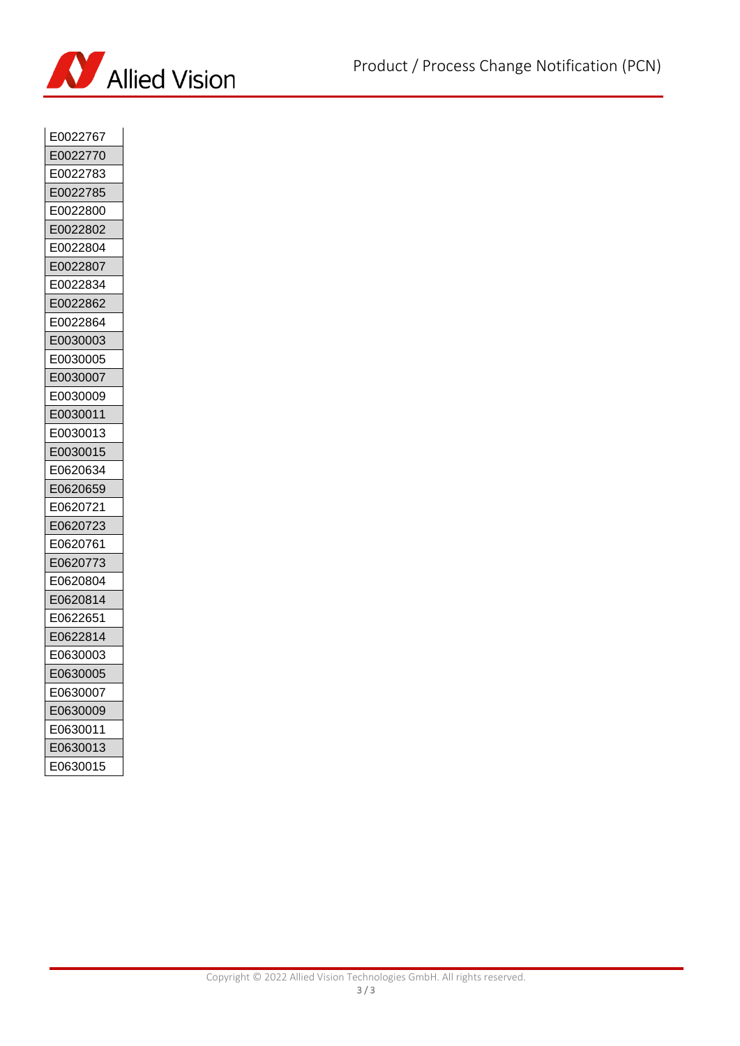| |
|---|
| E0022767 |
| E0022770 |
| E0022783 |
| E0022785 |
| E0022800 |
| E0022802 |
| E0022804 |
| E0022807 |
| E0022834 |
| E0022862 |
| E0022864 |
| E0030003 |
| E0030005 |
| E0030007 |
| E0030009 |
| E0030011 |
| E0030013 |
| E0030015 |
| E0620634 |
| E0620659 |
| E0620721 |
| E0620723 |
| E0620761 |
| E0620773 |
| E0620804 |
| E0620814 |
| E0622651 |
| E0622814 |
| E0630003 |
| E0630005 |
| E0630007 |
| E0630009 |
| E0630011 |
| E0630013 |
| E0630015 |